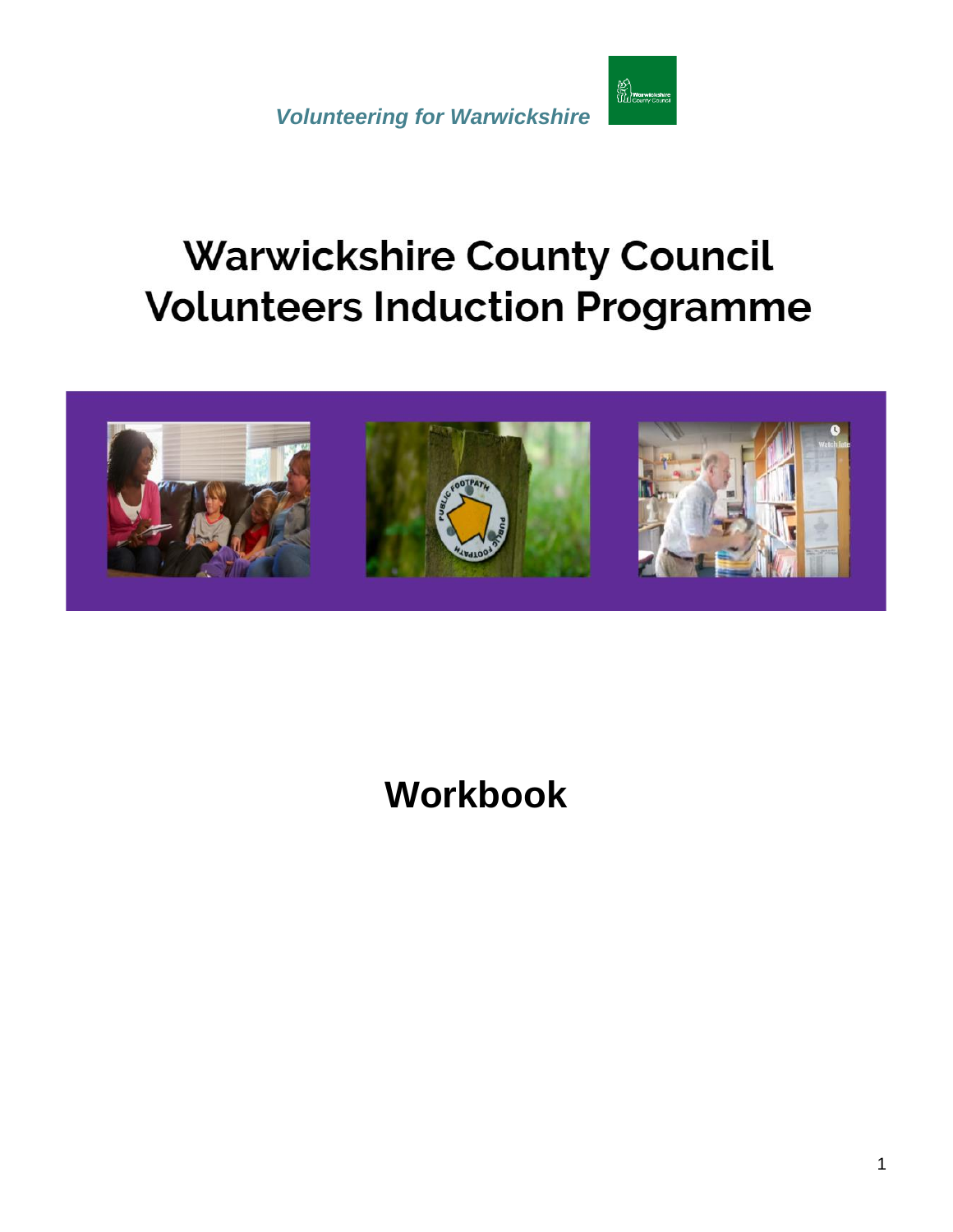*Volunteering for Warwickshire*

# Warwickshire County Council Volunteers Induction Programme

## Workbook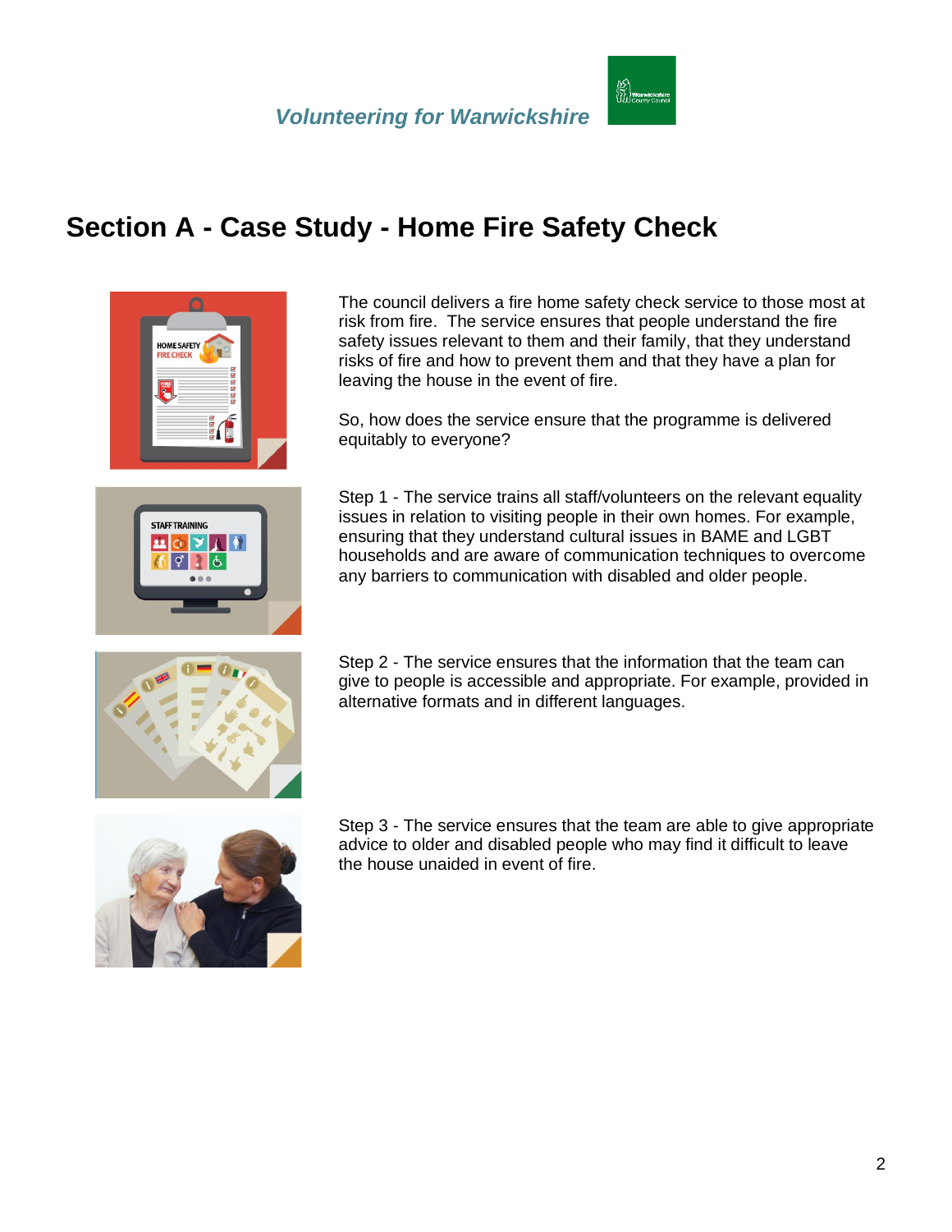# Section A - Case Study - Home Fire Safety Check

The council delivers a fire home safety check service to those most at risk from fire. The service ensures that people understand the fire safety issues relevant to them and their family, that they understand risks of fire and how to prevent them and that they have a plan for leaving the house in the event of fire.

So, how does the service ensure that the programme is delivered equitably to everyone?

Step 1 - The service trains all staff/volunteers on the relevant equality issues in relation to visiting people in their own homes. For example, ensuring that they understand cultural issues in BAME and LGBT households and are aware of communication techniques to overcome any barriers to communication with disabled and older people.

Step 2 - The service ensures that the information that the team can give to people is accessible and appropriate. For example, provided in alternative formats and in different languages.

Step 3 - The service ensures that the team are able to give appropriate advice to older and disabled people who may find it difficult to leave the house unaided in event of fire.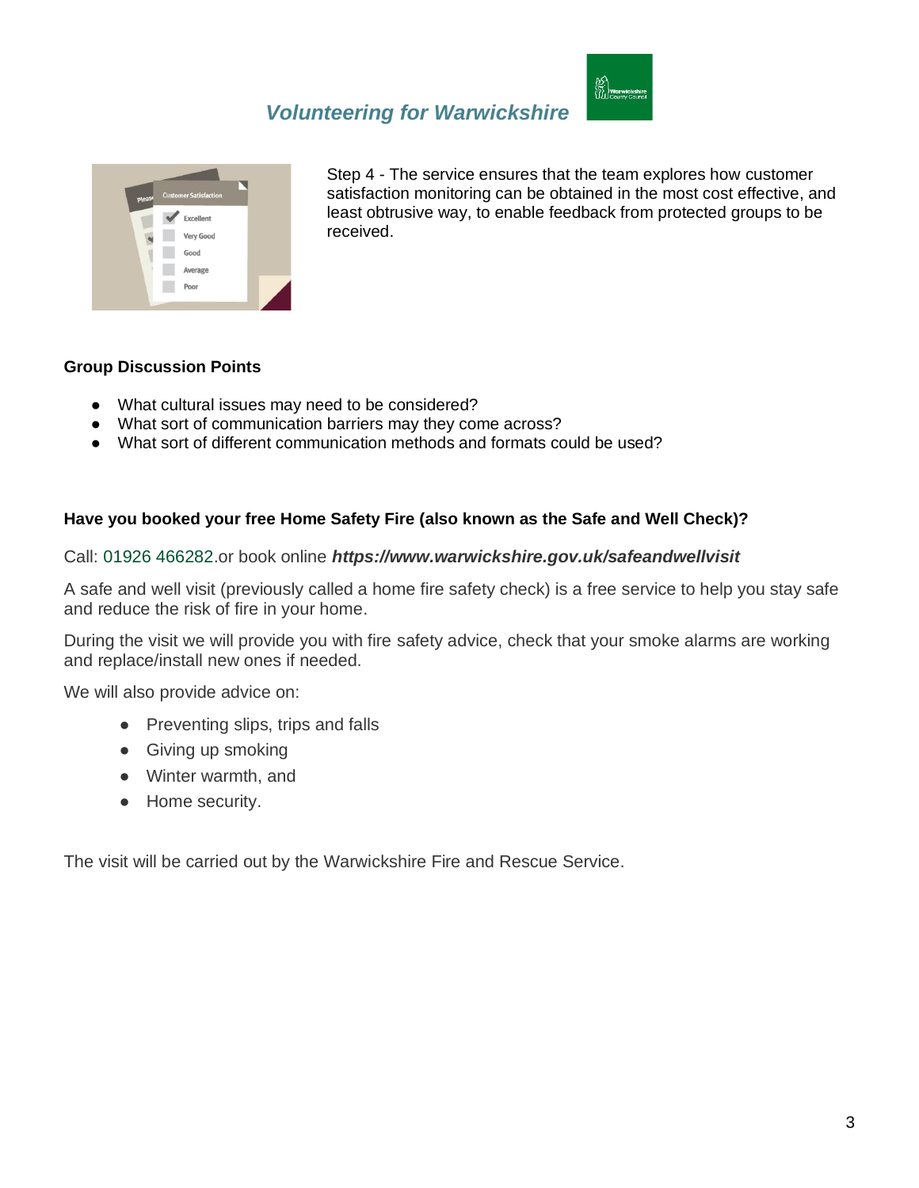Step 4 - The service ensures that the team explores how customer satisfaction monitoring can be obtained in the most cost effective, and least obtrusive way, to enable feedback from protected groups to be received.

**Group Discussion Points**

- What cultural issues may need to be considered?
- What sort of communication barriers may they come across?
- What sort of different communication methods and formats could be used?

**Have you booked your free Home Safety Fire (also known as the Safe and Well Check)?**

Call: 01926 466282.or book online ***https://www.warwickshire.gov.uk/safeandwellvisit***

A safe and well visit (previously called a home fire safety check) is a free service to help you stay safe and reduce the risk of fire in your home.

During the visit we will provide you with fire safety advice, check that your smoke alarms are working and replace/install new ones if needed.

We will also provide advice on:

- Preventing slips, trips and falls
- Giving up smoking
- Winter warmth, and
- Home security.

The visit will be carried out by the Warwickshire Fire and Rescue Service.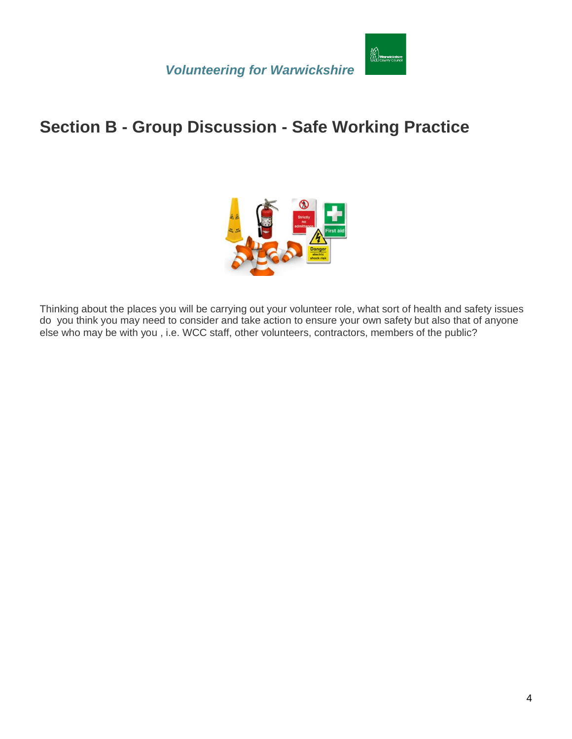## Section B - Group Discussion - Safe Working Practice

Thinking about the places you will be carrying out your volunteer role, what sort of health and safety issues do you think you may need to consider and take action to ensure your own safety but also that of anyone else who may be with you , i.e. WCC staff, other volunteers, contractors, members of the public?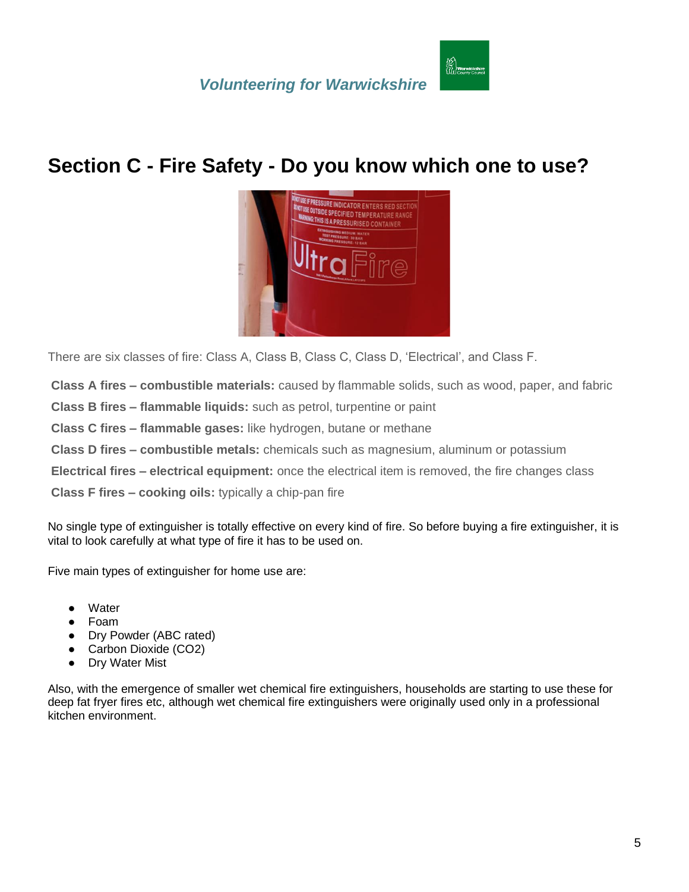## Section C - Fire Safety - Do you know which one to use?

There are six classes of fire: Class A, Class B, Class C, Class D, 'Electrical', and Class F.

**Class A fires – combustible materials:** caused by flammable solids, such as wood, paper, and fabric

**Class B fires – flammable liquids:** such as petrol, turpentine or paint

**Class C fires – flammable gases:** like hydrogen, butane or methane

**Class D fires – combustible metals:** chemicals such as magnesium, aluminum or potassium

**Electrical fires – electrical equipment:** once the electrical item is removed, the fire changes class

**Class F fires – cooking oils:** typically a chip-pan fire

No single type of extinguisher is totally effective on every kind of fire. So before buying a fire extinguisher, it is vital to look carefully at what type of fire it has to be used on.

Five main types of extinguisher for home use are:

- Water
- Foam
- Dry Powder (ABC rated)
- Carbon Dioxide ($CO_2$)
- Dry Water Mist

Also, with the emergence of smaller wet chemical fire extinguishers, households are starting to use these for deep fat fryer fires etc, although wet chemical fire extinguishers were originally used only in a professional kitchen environment.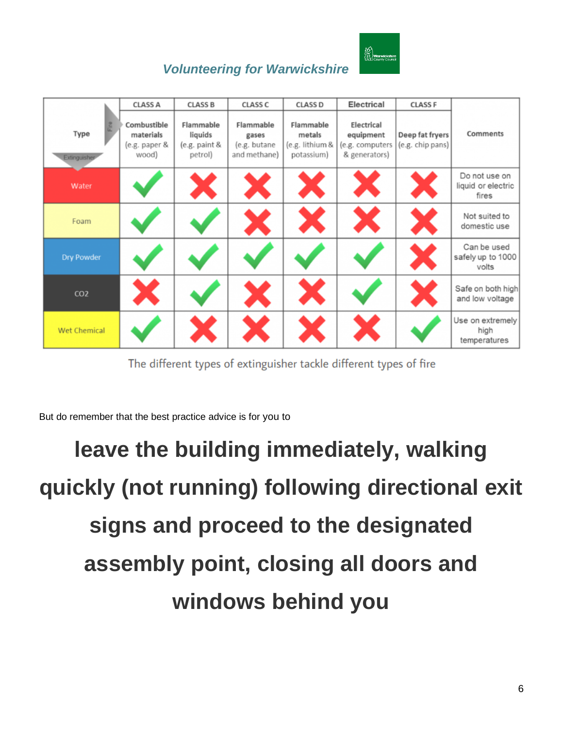| Type / Extinguisher | CLASS A<br>Combustible materials (e.g. paper & wood) | CLASS B<br>Flammable liquids (e.g. paint & petrol) | CLASS C<br>Flammable gases (e.g. butane and methane) | CLASS D<br>Flammable metals (e.g. lithium & potassium) | Electrical<br>Electrical equipment (e.g. computers & generators) | CLASS F<br>Deep fat fryers (e.g. chip pans) | Comments |
|---|---|---|---|---|---|---|---|
| Water | ✓ | ✗ | ✗ | ✗ | ✗ | ✗ | Do not use on liquid or electric fires |
| Foam | ✓ | ✓ | ✗ | ✗ | ✗ | ✗ | Not suited to domestic use |
| Dry Powder | ✓ | ✓ | ✓ | ✓ | ✓ | ✗ | Can be used safely up to 1000 volts |
| $CO_2$ | ✗ | ✓ | ✗ | ✗ | ✓ | ✗ | Safe on both high and low voltage |
| Wet Chemical | ✓ | ✗ | ✗ | ✗ | ✗ | ✓ | Use on extremely high temperatures |

The different types of extinguisher tackle different types of fire

But do remember that the best practice advice is for you to

**leave the building immediately, walking quickly (not running) following directional exit signs and proceed to the designated assembly point, closing all doors and windows behind you**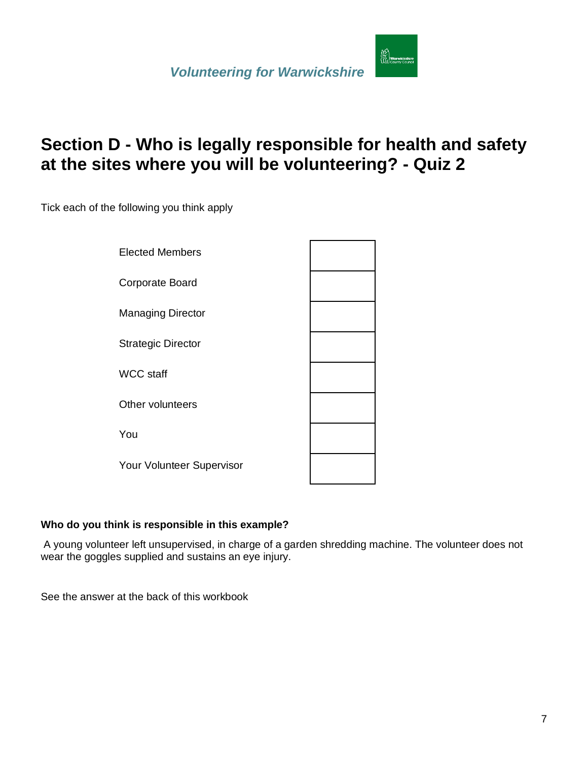## Section D - Who is legally responsible for health and safety at the sites where you will be volunteering? - Quiz 2

Tick each of the following you think apply

| | |
|---|---|
| Elected Members | |
| Corporate Board | |
| Managing Director | |
| Strategic Director | |
| WCC staff | |
| Other volunteers | |
| You | |
| Your Volunteer Supervisor | |

**Who do you think is responsible in this example?**

A young volunteer left unsupervised, in charge of a garden shredding machine. The volunteer does not wear the goggles supplied and sustains an eye injury.

See the answer at the back of this workbook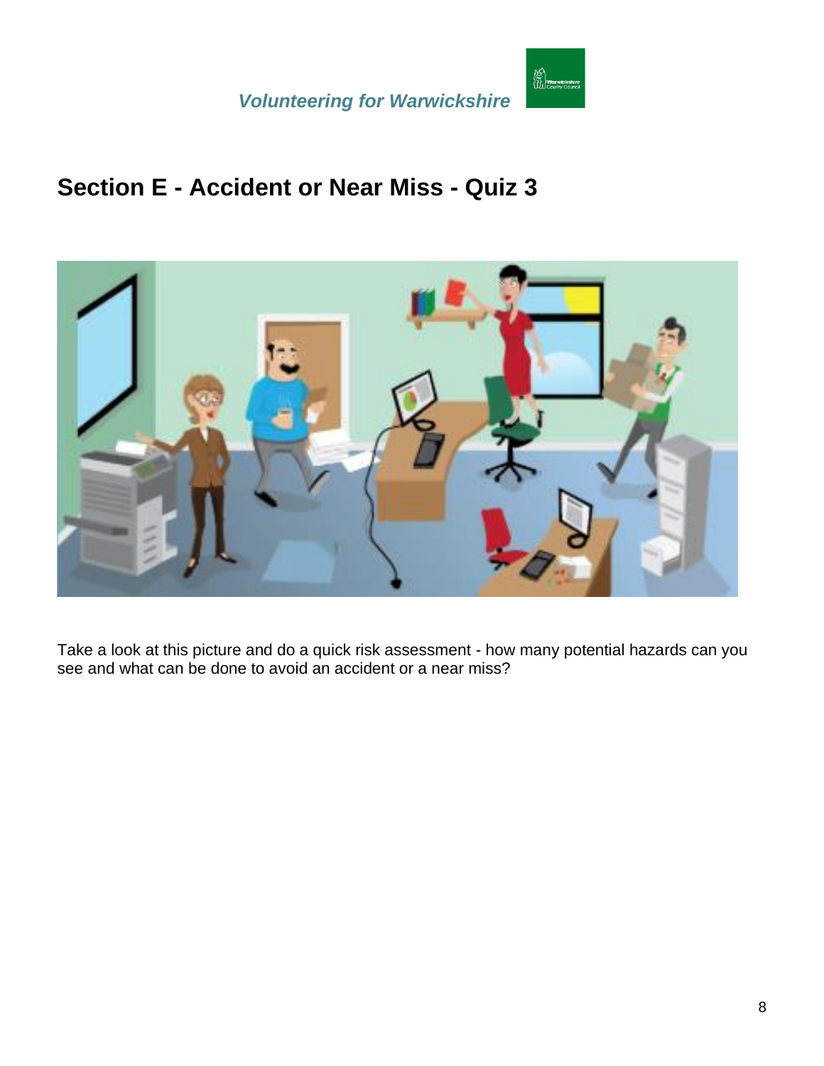# Section E - Accident or Near Miss - Quiz 3

Take a look at this picture and do a quick risk assessment - how many potential hazards can you see and what can be done to avoid an accident or a near miss?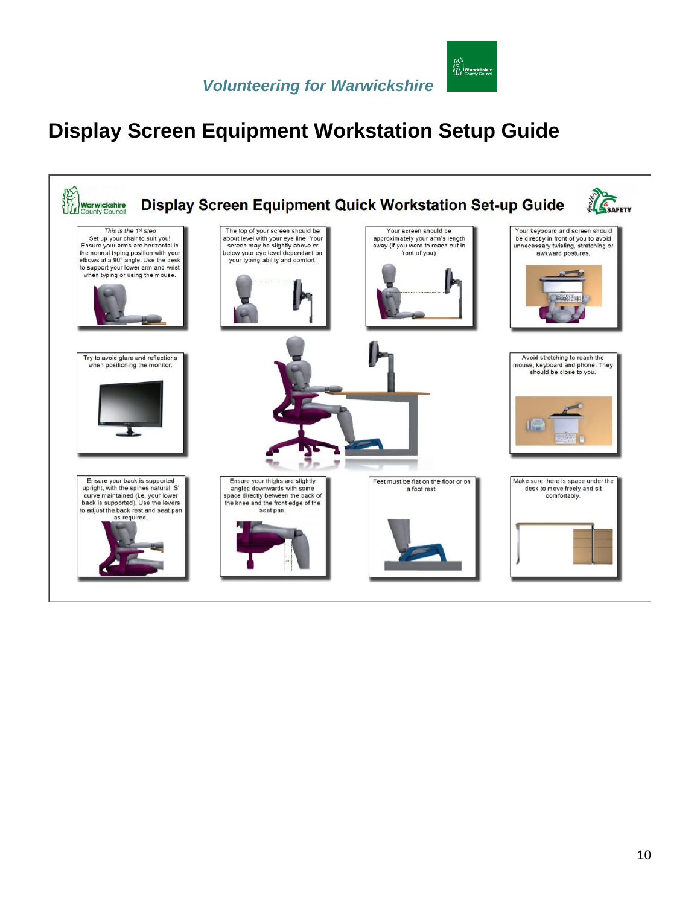*Volunteering for Warwickshire*

# Display Screen Equipment Workstation Setup Guide

## Display Screen Equipment Quick Workstation Set-up Guide

*This is the 1st step*
Set up your chair to suit you! Ensure your arms are horizontal in the normal typing position with your elbows at a 90° angle. Use the desk to support your lower arm and wrist when typing or using the mouse.

The top of your screen should be about level with your eye line. Your screen may be slightly above or below your eye level dependant on your typing ability and comfort.

Your screen should be approximately your arm's length away (if you were to reach out in front of you).

Your keyboard and screen should be directly in front of you to avoid unnecessary twisting, stretching or awkward postures.

Try to avoid glare and reflections when positioning the monitor.

Avoid stretching to reach the mouse, keyboard and phone. They should be close to you.

Ensure your back is supported upright, with the spines natural 'S' curve maintained (i.e. your lower back is supported). Use the levers to adjust the back rest and seat pan as required.

Ensure your thighs are slightly angled downwards with some space directly between the back of the knee and the front edge of the seat pan.

Feet must be flat on the floor or on a foot rest.

Make sure there is space under the desk to move freely and sit comfortably.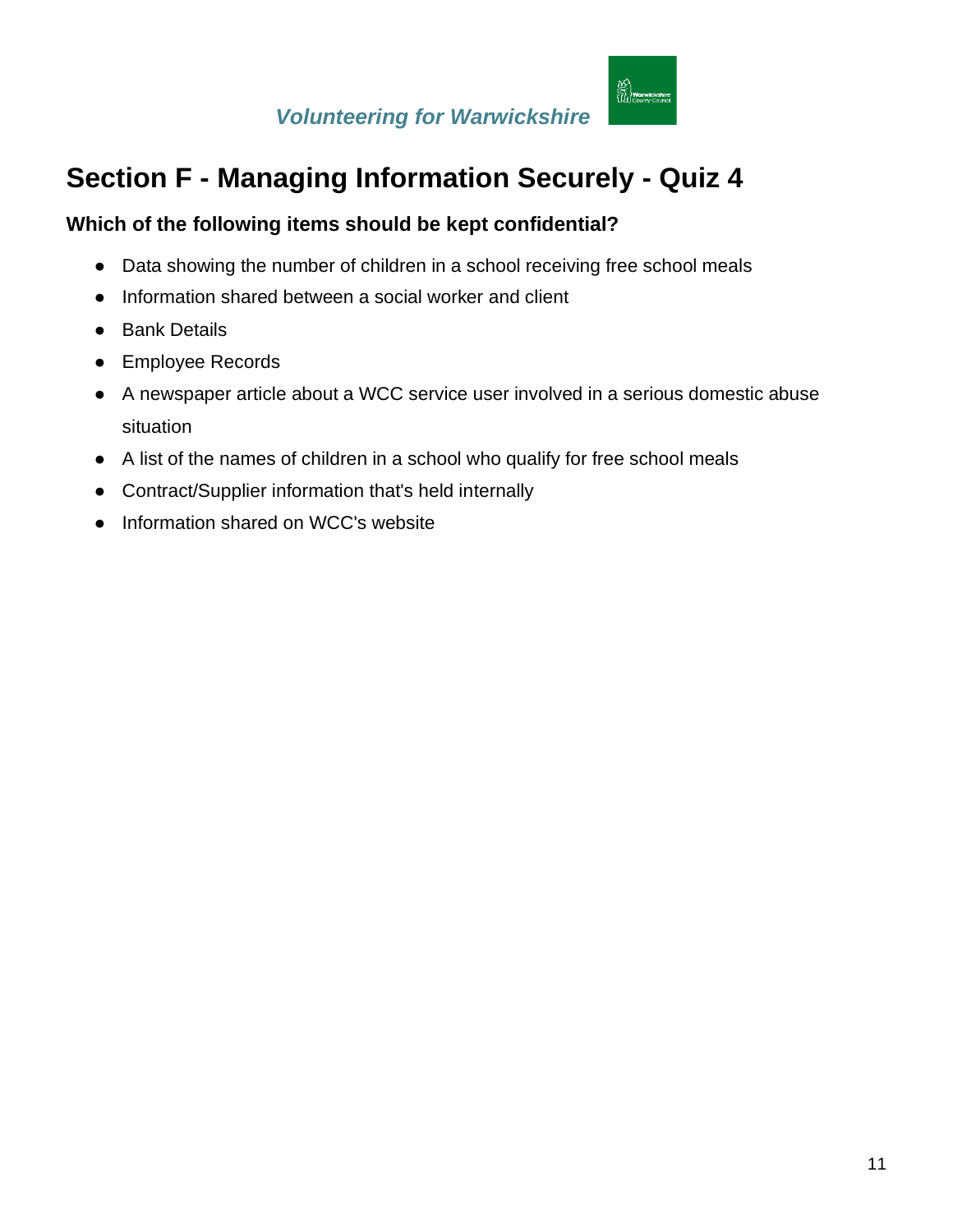# Section F - Managing Information Securely - Quiz 4

**Which of the following items should be kept confidential?**

- Data showing the number of children in a school receiving free school meals
- Information shared between a social worker and client
- Bank Details
- Employee Records
- A newspaper article about a WCC service user involved in a serious domestic abuse situation
- A list of the names of children in a school who qualify for free school meals
- Contract/Supplier information that's held internally
- Information shared on WCC's website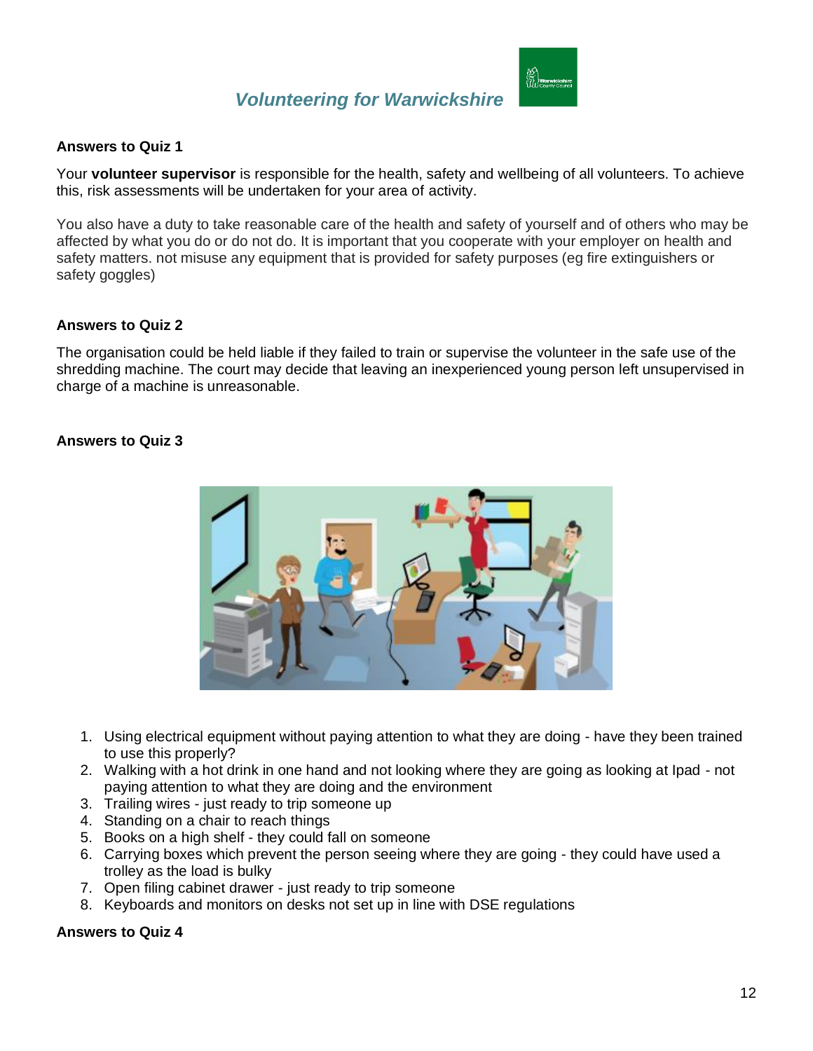## Answers to Quiz 1

Your **volunteer supervisor** is responsible for the health, safety and wellbeing of all volunteers. To achieve this, risk assessments will be undertaken for your area of activity.

You also have a duty to take reasonable care of the health and safety of yourself and of others who may be affected by what you do or do not do. It is important that you cooperate with your employer on health and safety matters. not misuse any equipment that is provided for safety purposes (eg fire extinguishers or safety goggles)

## Answers to Quiz 2

The organisation could be held liable if they failed to train or supervise the volunteer in the safe use of the shredding machine. The court may decide that leaving an inexperienced young person left unsupervised in charge of a machine is unreasonable.

## Answers to Quiz 3

1. Using electrical equipment without paying attention to what they are doing - have they been trained to use this properly?
2. Walking with a hot drink in one hand and not looking where they are going as looking at Ipad - not paying attention to what they are doing and the environment
3. Trailing wires - just ready to trip someone up
4. Standing on a chair to reach things
5. Books on a high shelf - they could fall on someone
6. Carrying boxes which prevent the person seeing where they are going - they could have used a trolley as the load is bulky
7. Open filing cabinet drawer - just ready to trip someone
8. Keyboards and monitors on desks not set up in line with DSE regulations

## Answers to Quiz 4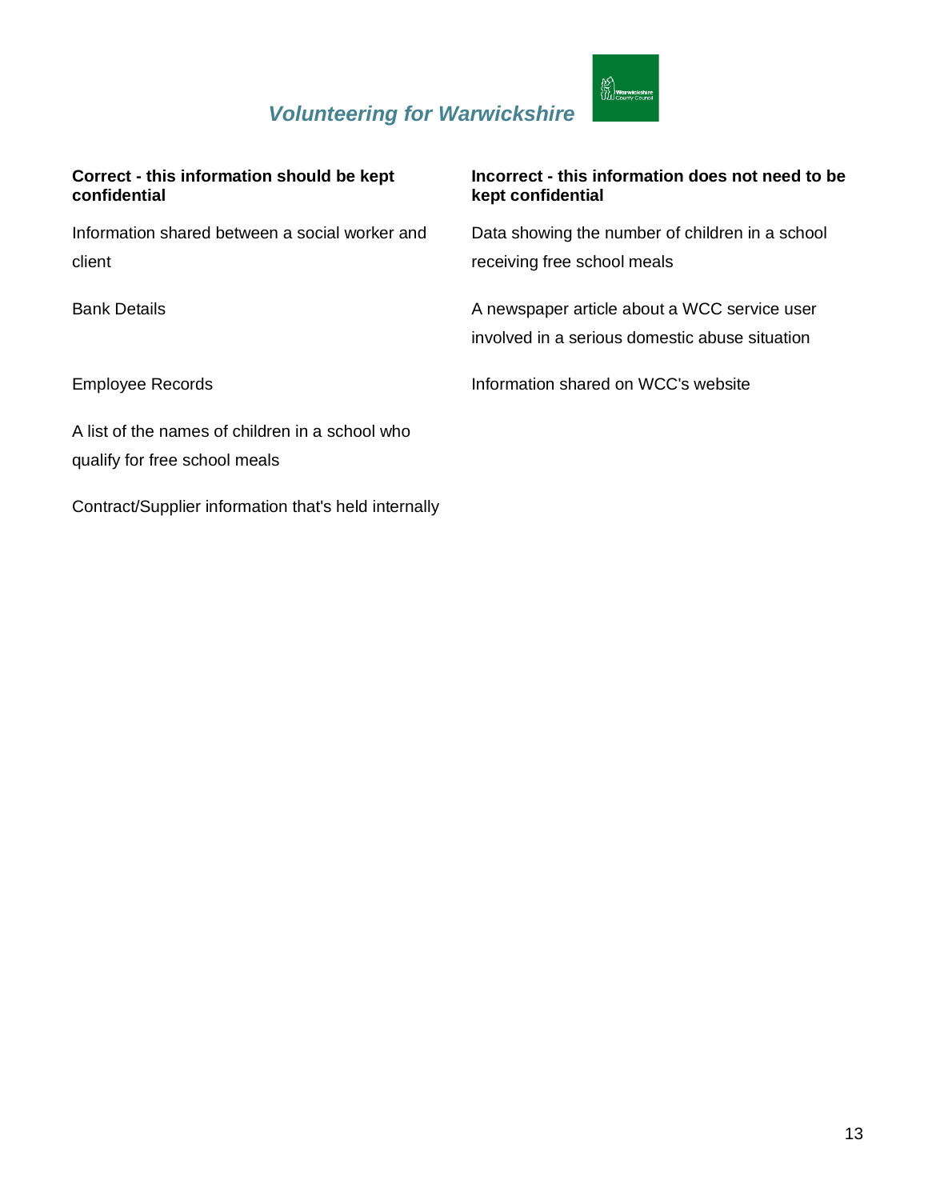| Correct - this information should be kept confidential | Incorrect - this information does not need to be kept confidential |
| --- | --- |
| Information shared between a social worker and client | Data showing the number of children in a school receiving free school meals |
| Bank Details | A newspaper article about a WCC service user involved in a serious domestic abuse situation |
| Employee Records | Information shared on WCC's website |
| A list of the names of children in a school who qualify for free school meals | |
| Contract/Supplier information that's held internally | |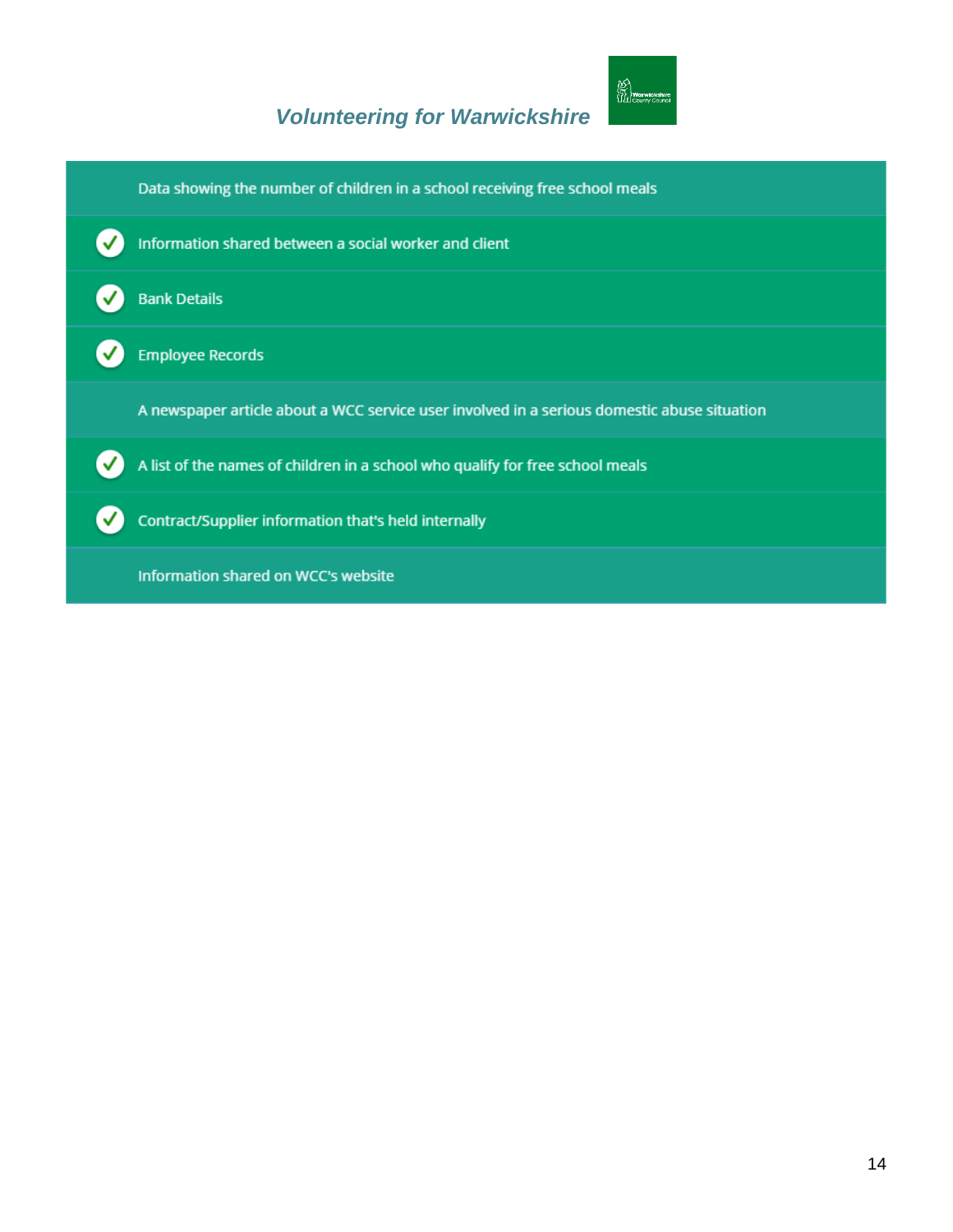- Data showing the number of children in a school receiving free school meals
- ✓ Information shared between a social worker and client
- ✓ Bank Details
- ✓ Employee Records
- A newspaper article about a WCC service user involved in a serious domestic abuse situation
- ✓ A list of the names of children in a school who qualify for free school meals
- ✓ Contract/Supplier information that's held internally
- Information shared on WCC's website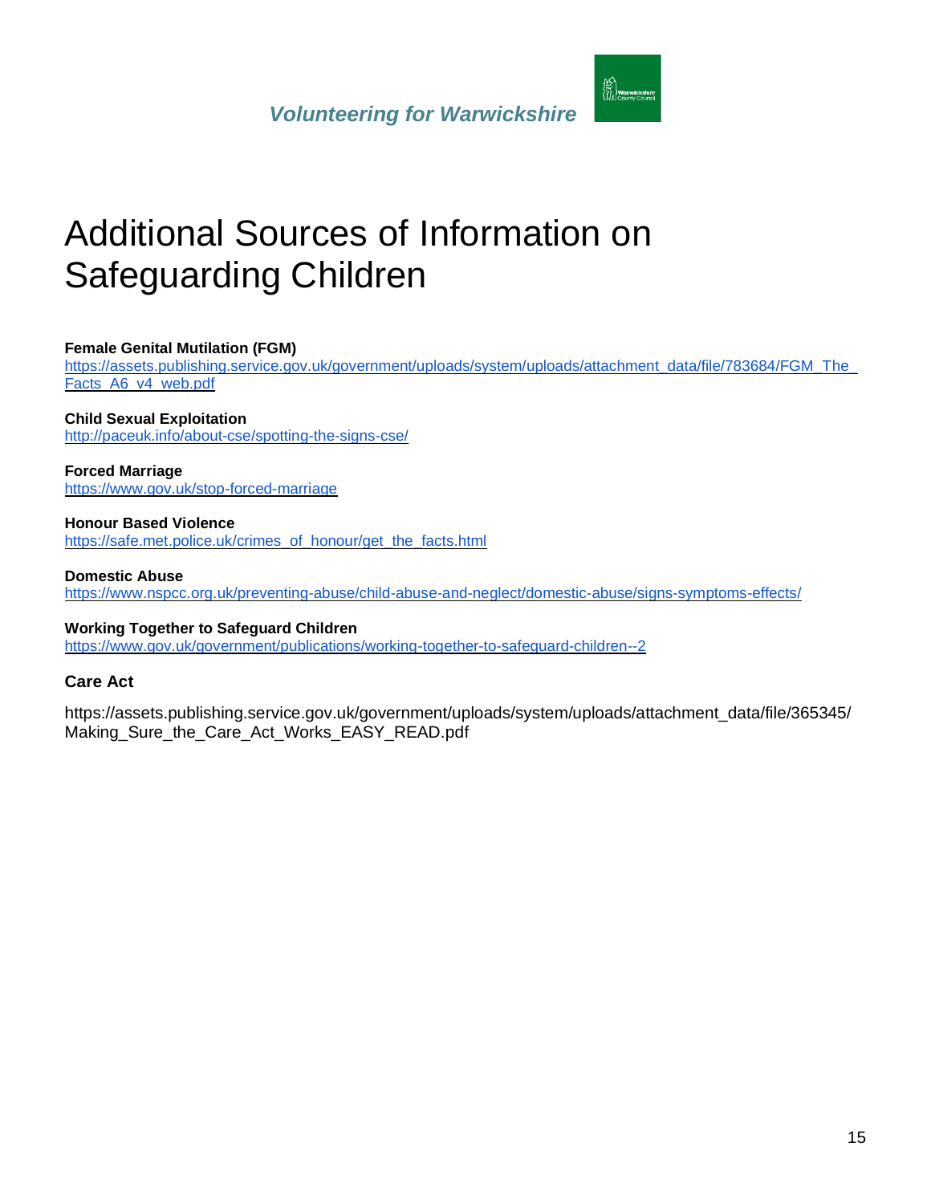# Additional Sources of Information on Safeguarding Children

**Female Genital Mutilation (FGM)**
https://assets.publishing.service.gov.uk/government/uploads/system/uploads/attachment_data/file/783684/FGM_The_Facts_A6_v4_web.pdf

**Child Sexual Exploitation**
http://paceuk.info/about-cse/spotting-the-signs-cse/

**Forced Marriage**
https://www.gov.uk/stop-forced-marriage

**Honour Based Violence**
https://safe.met.police.uk/crimes_of_honour/get_the_facts.html

**Domestic Abuse**
https://www.nspcc.org.uk/preventing-abuse/child-abuse-and-neglect/domestic-abuse/signs-symptoms-effects/

**Working Together to Safeguard Children**
https://www.gov.uk/government/publications/working-together-to-safeguard-children--2

**Care Act**

https://assets.publishing.service.gov.uk/government/uploads/system/uploads/attachment_data/file/365345/Making_Sure_the_Care_Act_Works_EASY_READ.pdf